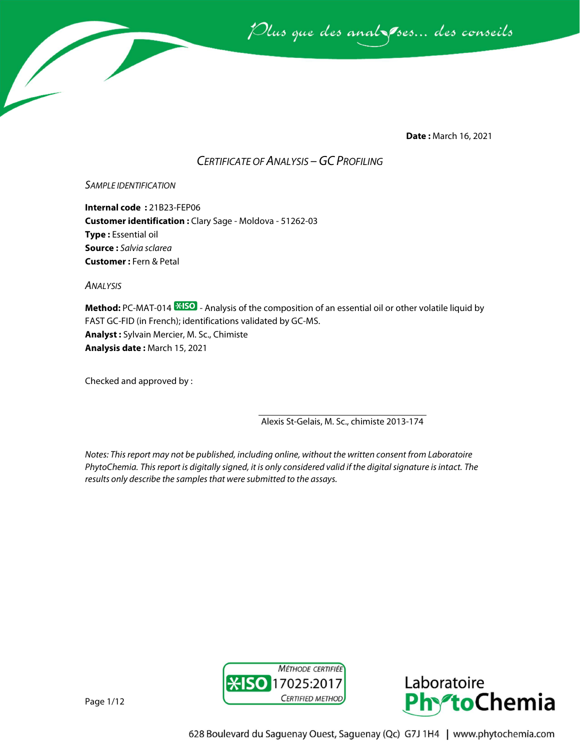*Plus que des analyses... des conseils*

**Date :** March 16, 2021

## *CERTIFICATE OF ANALYSIS – GC PROFILING*

### *SAMPLE IDENTIFICATION*

**Internal code :** 21B23-FEP06
**Customer identification :** Clary Sage - Moldova - 51262-03
**Type :** Essential oil
**Source :** *Salvia sclarea*
**Customer :** Fern & Petal

### *ANALYSIS*

**Method:** PC-MAT-014 ISO - Analysis of the composition of an essential oil or other volatile liquid by FAST GC-FID (in French); identifications validated by GC-MS.
**Analyst :** Sylvain Mercier, M. Sc., Chimiste
**Analysis date :** March 15, 2021

Checked and approved by :

Alexis St-Gelais, M. Sc., chimiste 2013-174

*Notes: This report may not be published, including online, without the written consent from Laboratoire PhytoChemia. This report is digitally signed, it is only considered valid if the digital signature is intact. The results only describe the samples that were submitted to the assays.*

MÉTHODE CERTIFIÉE ISO 17025:2017 CERTIFIED METHOD

Laboratoire PhytoChemia

628 Boulevard du Saguenay Ouest, Saguenay (Qc) G7J 1H4 | www.phytochemia.com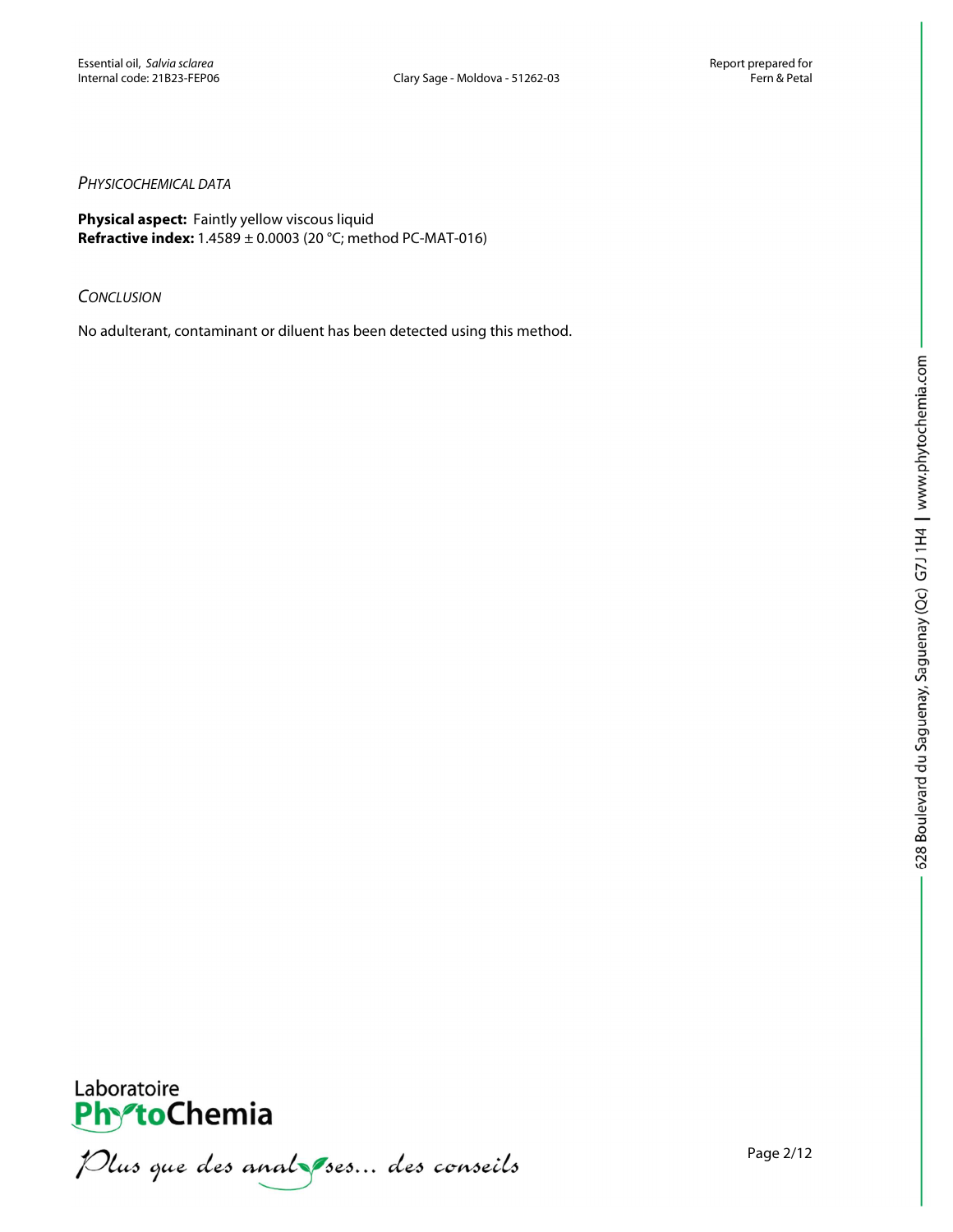## Physicochemical data

**Physical aspect:** Faintly yellow viscous liquid
**Refractive index:** 1.4589 ± 0.0003 (20 °C; method PC-MAT-016)

## Conclusion

No adulterant, contaminant or diluent has been detected using this method.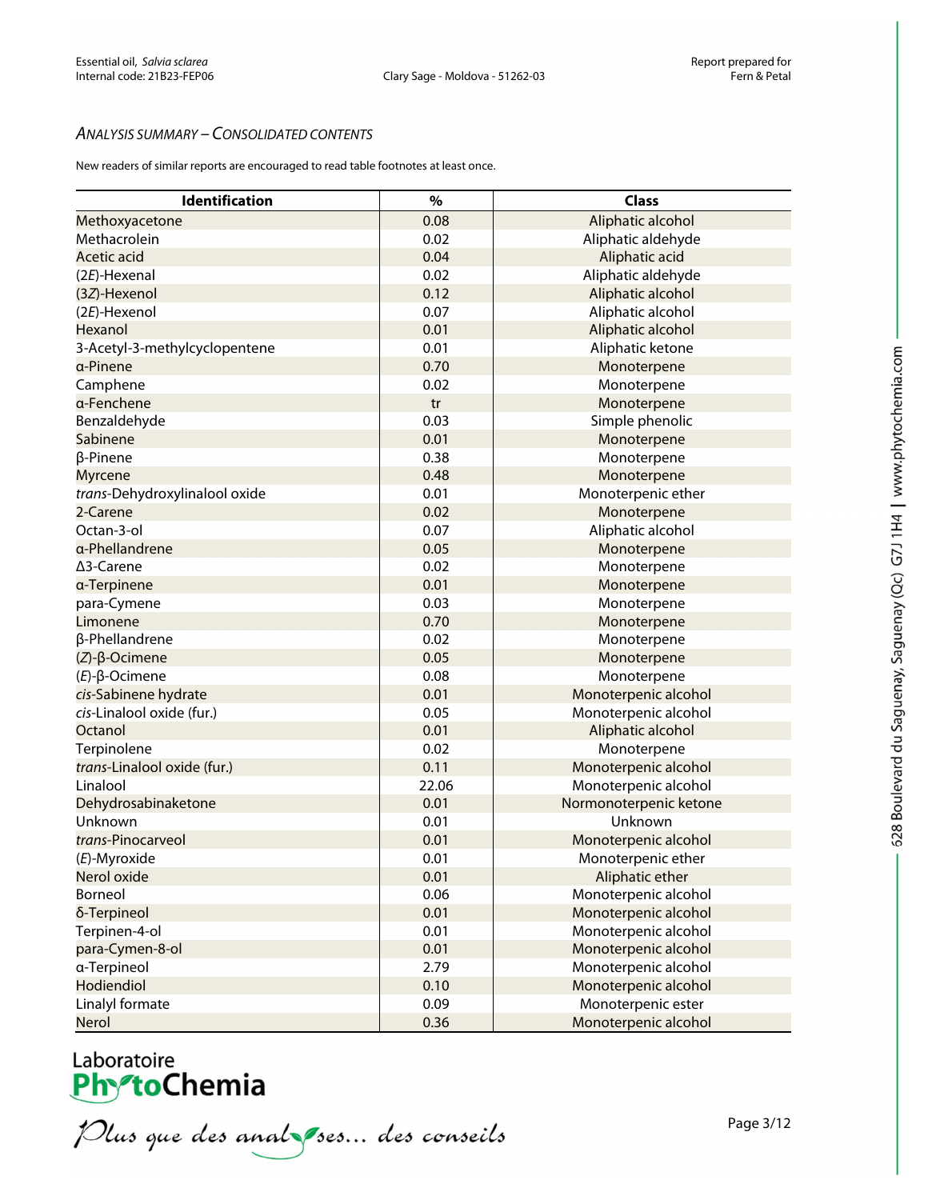*ANALYSIS SUMMARY – CONSOLIDATED CONTENTS*

New readers of similar reports are encouraged to read table footnotes at least once.

| Identification | % | Class |
|---|---|---|
| Methoxyacetone | 0.08 | Aliphatic alcohol |
| Methacrolein | 0.02 | Aliphatic aldehyde |
| Acetic acid | 0.04 | Aliphatic acid |
| (2*E*)-Hexenal | 0.02 | Aliphatic aldehyde |
| (3*Z*)-Hexenol | 0.12 | Aliphatic alcohol |
| (2*E*)-Hexenol | 0.07 | Aliphatic alcohol |
| Hexanol | 0.01 | Aliphatic alcohol |
| 3-Acetyl-3-methylcyclopentene | 0.01 | Aliphatic ketone |
| α-Pinene | 0.70 | Monoterpene |
| Camphene | 0.02 | Monoterpene |
| α-Fenchene | tr | Monoterpene |
| Benzaldehyde | 0.03 | Simple phenolic |
| Sabinene | 0.01 | Monoterpene |
| β-Pinene | 0.38 | Monoterpene |
| Myrcene | 0.48 | Monoterpene |
| *trans*-Dehydroxylinalool oxide | 0.01 | Monoterpenic ether |
| 2-Carene | 0.02 | Monoterpene |
| Octan-3-ol | 0.07 | Aliphatic alcohol |
| α-Phellandrene | 0.05 | Monoterpene |
| Δ3-Carene | 0.02 | Monoterpene |
| α-Terpinene | 0.01 | Monoterpene |
| para-Cymene | 0.03 | Monoterpene |
| Limonene | 0.70 | Monoterpene |
| β-Phellandrene | 0.02 | Monoterpene |
| (*Z*)-β-Ocimene | 0.05 | Monoterpene |
| (*E*)-β-Ocimene | 0.08 | Monoterpene |
| *cis*-Sabinene hydrate | 0.01 | Monoterpenic alcohol |
| *cis*-Linalool oxide (fur.) | 0.05 | Monoterpenic alcohol |
| Octanol | 0.01 | Aliphatic alcohol |
| Terpinolene | 0.02 | Monoterpene |
| *trans*-Linalool oxide (fur.) | 0.11 | Monoterpenic alcohol |
| Linalool | 22.06 | Monoterpenic alcohol |
| Dehydrosabinaketone | 0.01 | Normonoterpenic ketone |
| Unknown | 0.01 | Unknown |
| *trans*-Pinocarveol | 0.01 | Monoterpenic alcohol |
| (*E*)-Myroxide | 0.01 | Monoterpenic ether |
| Nerol oxide | 0.01 | Aliphatic ether |
| Borneol | 0.06 | Monoterpenic alcohol |
| δ-Terpineol | 0.01 | Monoterpenic alcohol |
| Terpinen-4-ol | 0.01 | Monoterpenic alcohol |
| para-Cymen-8-ol | 0.01 | Monoterpenic alcohol |
| α-Terpineol | 2.79 | Monoterpenic alcohol |
| Hodiendiol | 0.10 | Monoterpenic alcohol |
| Linalyl formate | 0.09 | Monoterpenic ester |
| Nerol | 0.36 | Monoterpenic alcohol |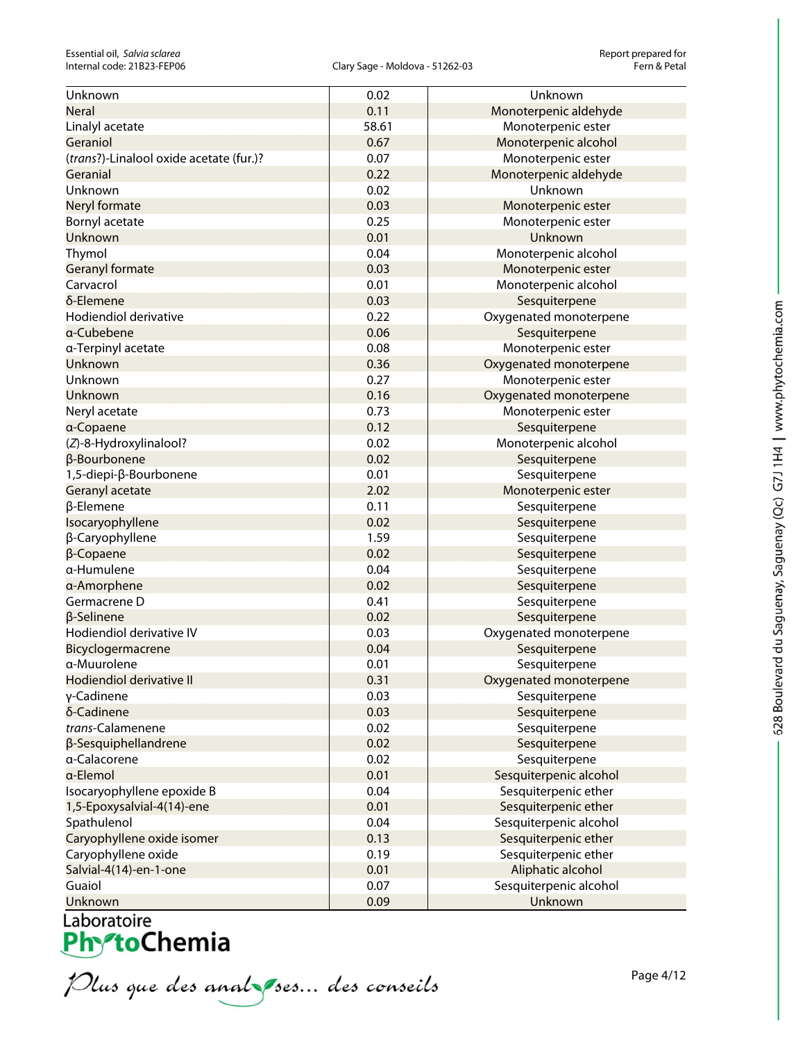| | | |
|---|---|---|
| Unknown | 0.02 | Unknown |
| Neral | 0.11 | Monoterpenic aldehyde |
| Linalyl acetate | 58.61 | Monoterpenic ester |
| Geraniol | 0.67 | Monoterpenic alcohol |
| (*trans*?)-Linalool oxide acetate (fur.)? | 0.07 | Monoterpenic ester |
| Geranial | 0.22 | Monoterpenic aldehyde |
| Unknown | 0.02 | Unknown |
| Neryl formate | 0.03 | Monoterpenic ester |
| Bornyl acetate | 0.25 | Monoterpenic ester |
| Unknown | 0.01 | Unknown |
| Thymol | 0.04 | Monoterpenic alcohol |
| Geranyl formate | 0.03 | Monoterpenic ester |
| Carvacrol | 0.01 | Monoterpenic alcohol |
| δ-Elemene | 0.03 | Sesquiterpene |
| Hodiendiol derivative | 0.22 | Oxygenated monoterpene |
| α-Cubebene | 0.06 | Sesquiterpene |
| α-Terpinyl acetate | 0.08 | Monoterpenic ester |
| Unknown | 0.36 | Oxygenated monoterpene |
| Unknown | 0.27 | Monoterpenic ester |
| Unknown | 0.16 | Oxygenated monoterpene |
| Neryl acetate | 0.73 | Monoterpenic ester |
| α-Copaene | 0.12 | Sesquiterpene |
| (*Z*)-8-Hydroxylinalool? | 0.02 | Monoterpenic alcohol |
| β-Bourbonene | 0.02 | Sesquiterpene |
| 1,5-diepi-β-Bourbonene | 0.01 | Sesquiterpene |
| Geranyl acetate | 2.02 | Monoterpenic ester |
| β-Elemene | 0.11 | Sesquiterpene |
| Isocaryophyllene | 0.02 | Sesquiterpene |
| β-Caryophyllene | 1.59 | Sesquiterpene |
| β-Copaene | 0.02 | Sesquiterpene |
| α-Humulene | 0.04 | Sesquiterpene |
| α-Amorphene | 0.02 | Sesquiterpene |
| Germacrene D | 0.41 | Sesquiterpene |
| β-Selinene | 0.02 | Sesquiterpene |
| Hodiendiol derivative IV | 0.03 | Oxygenated monoterpene |
| Bicyclogermacrene | 0.04 | Sesquiterpene |
| α-Muurolene | 0.01 | Sesquiterpene |
| Hodiendiol derivative II | 0.31 | Oxygenated monoterpene |
| γ-Cadinene | 0.03 | Sesquiterpene |
| δ-Cadinene | 0.03 | Sesquiterpene |
| *trans*-Calamenene | 0.02 | Sesquiterpene |
| β-Sesquiphellandrene | 0.02 | Sesquiterpene |
| α-Calacorene | 0.02 | Sesquiterpene |
| α-Elemol | 0.01 | Sesquiterpenic alcohol |
| Isocaryophyllene epoxide B | 0.04 | Sesquiterpenic ether |
| 1,5-Epoxysalvial-4(14)-ene | 0.01 | Sesquiterpenic ether |
| Spathulenol | 0.04 | Sesquiterpenic alcohol |
| Caryophyllene oxide isomer | 0.13 | Sesquiterpenic ether |
| Caryophyllene oxide | 0.19 | Sesquiterpenic ether |
| Salvial-4(14)-en-1-one | 0.01 | Aliphatic alcohol |
| Guaiol | 0.07 | Sesquiterpenic alcohol |
| Unknown | 0.09 | Unknown |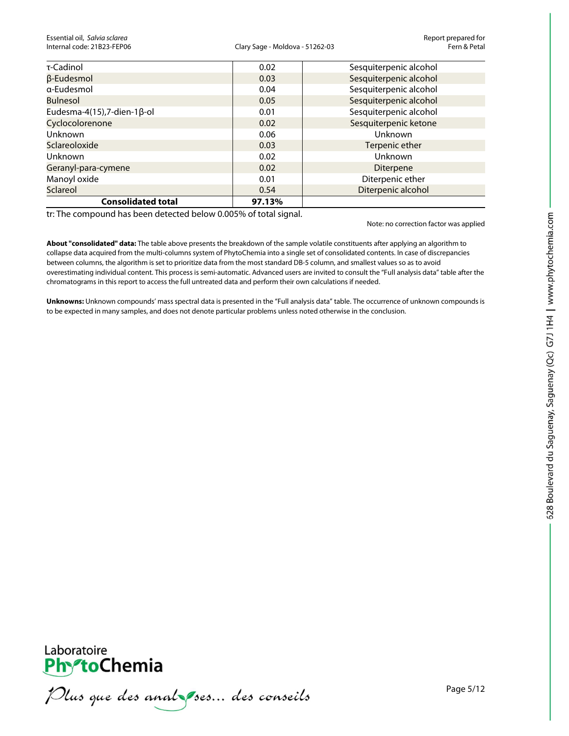| | | |
|---|---|---|
| τ-Cadinol | 0.02 | Sesquiterpenic alcohol |
| β-Eudesmol | 0.03 | Sesquiterpenic alcohol |
| α-Eudesmol | 0.04 | Sesquiterpenic alcohol |
| Bulnesol | 0.05 | Sesquiterpenic alcohol |
| Eudesma-4(15),7-dien-1β-ol | 0.01 | Sesquiterpenic alcohol |
| Cyclocolorenone | 0.02 | Sesquiterpenic ketone |
| Unknown | 0.06 | Unknown |
| Sclareoloxide | 0.03 | Terpenic ether |
| Unknown | 0.02 | Unknown |
| Geranyl-para-cymene | 0.02 | Diterpene |
| Manoyl oxide | 0.01 | Diterpenic ether |
| Sclareol | 0.54 | Diterpenic alcohol |
| **Consolidated total** | **97.13%** | |

tr: The compound has been detected below 0.005% of total signal.

Note: no correction factor was applied

**About "consolidated" data:** The table above presents the breakdown of the sample volatile constituents after applying an algorithm to collapse data acquired from the multi-columns system of PhytoChemia into a single set of consolidated contents. In case of discrepancies between columns, the algorithm is set to prioritize data from the most standard DB-5 column, and smallest values so as to avoid overestimating individual content. This process is semi-automatic. Advanced users are invited to consult the "Full analysis data" table after the chromatograms in this report to access the full untreated data and perform their own calculations if needed.

**Unknowns:** Unknown compounds' mass spectral data is presented in the "Full analysis data" table. The occurrence of unknown compounds is to be expected in many samples, and does not denote particular problems unless noted otherwise in the conclusion.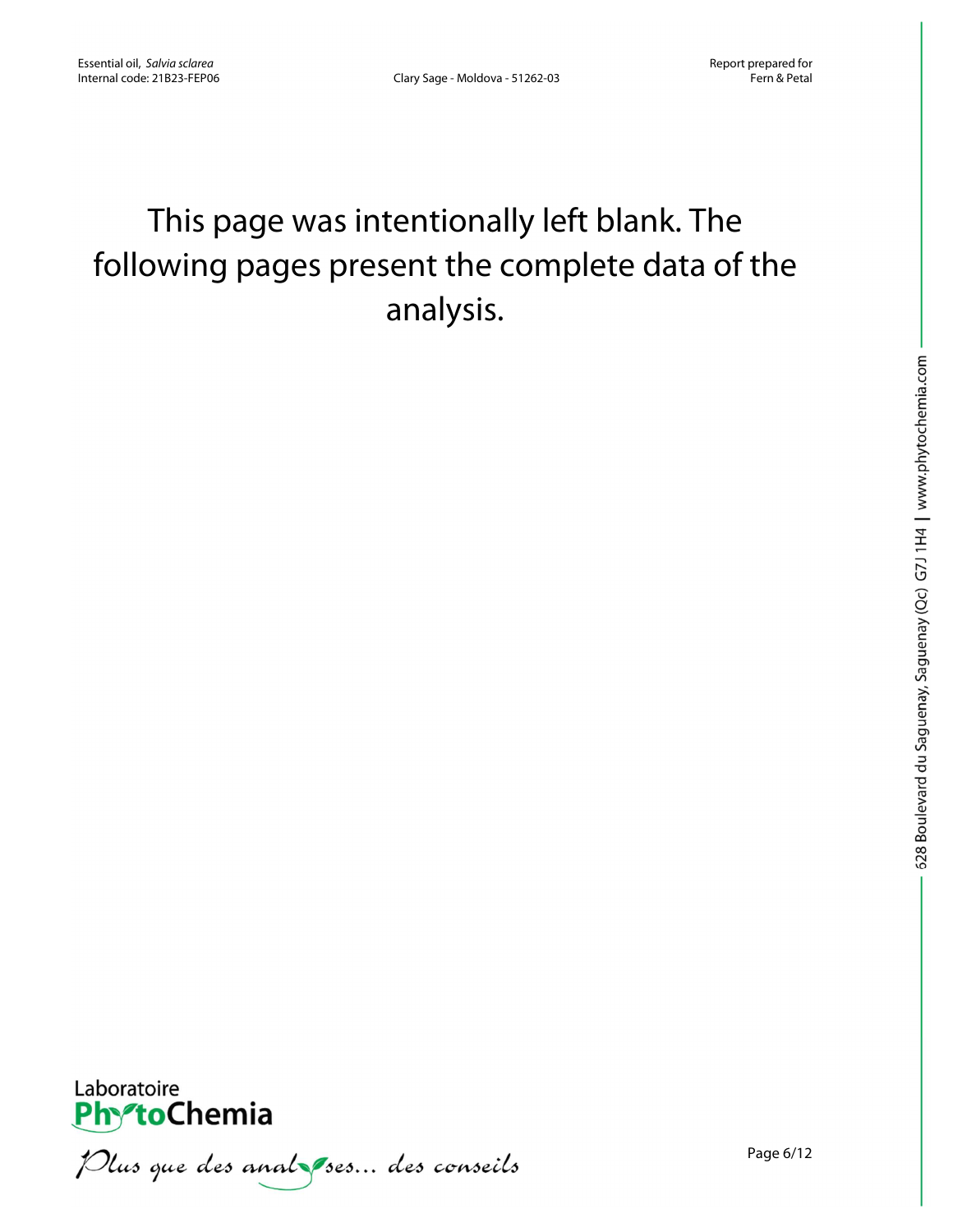This page was intentionally left blank. The following pages present the complete data of the analysis.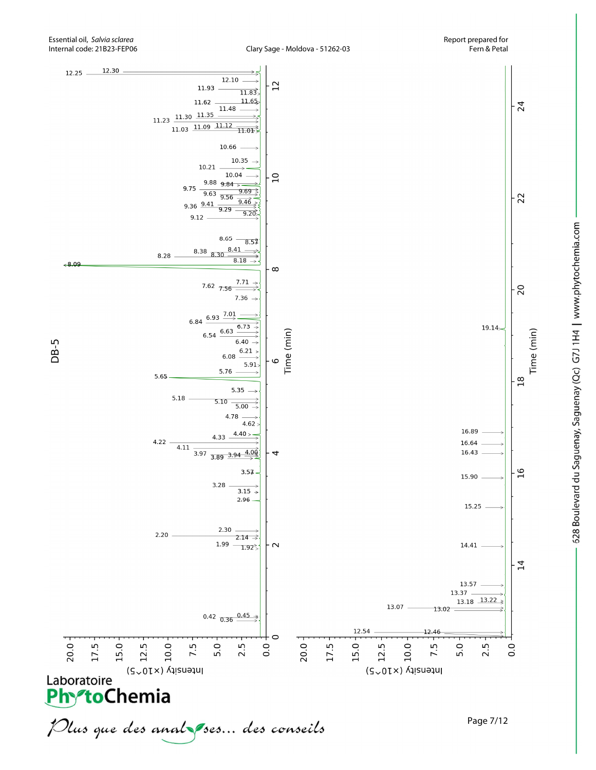Essential oil, *Salvia sclarea*
Internal code: 21B23-FEP06

Clary Sage - Moldova - 51262-03

Report prepared for
Fern & Petal

DB-5

Peaks (retention time, min): 0.36, 0.42, 0.45, 1.92, 1.99, 2.14, 2.20, 2.30, 2.96, 3.15, 3.28, 3.57, 3.89, 3.94, 3.97, 4.00, 4.11, 4.22, 4.33, 4.40, 4.62, 4.78, 5.00, 5.10, 5.18, 5.35, 5.65, 5.76, 5.91, 6.08, 6.21, 6.40, 6.54, 6.63, 6.73, 6.84, 6.93, 7.01, 7.36, 7.56, 7.62, 7.71, 8.09, 8.18, 8.28, 8.30, 8.38, 8.41, 8.57, 8.65, 9.12, 9.20, 9.29, 9.36, 9.41, 9.46, 9.56, 9.63, 9.69, 9.75, 9.84, 9.88, 10.04, 10.21, 10.35, 10.66, 11.01, 11.03, 11.09, 11.12, 11.23, 11.30, 11.35, 11.48, 11.62, 11.65, 11.83, 11.93, 12.10, 12.25, 12.30, 12.46, 12.54, 13.02, 13.07, 13.18, 13.22, 13.37, 13.57, 14.41, 15.25, 15.90, 16.43, 16.64, 16.89, 19.14

Time (min)

Intensity (×10^5)

Laboratoire PhytoChemia

*Plus que des analyses... des conseils*

528 Boulevard du Saguenay, Saguenay (Qc) G7J 1H4 | www.phytochemia.com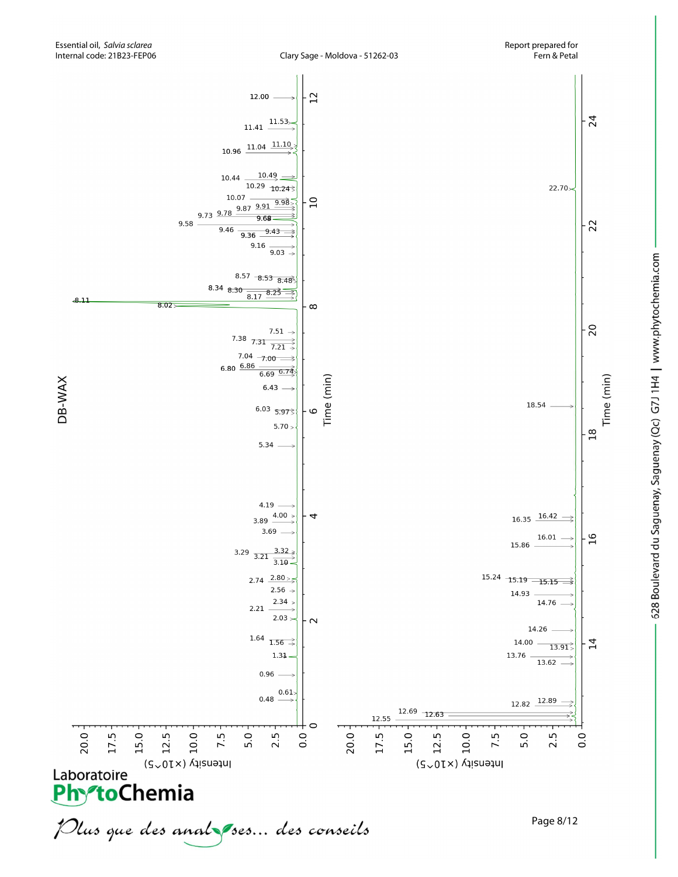Essential oil, *Salvia sclarea*
Internal code: 21B23-FEP06

Clary Sage - Moldova - 51262-03

Report prepared for
Fern & Petal

DB-WAX

Time (min)

Intensity (×10^5)

Peaks (left panel, 0–12 min): 0.48, 0.61, 0.96, 1.31, 1.56, 1.64, 2.03, 2.21, 2.34, 2.56, 2.74, 2.80, 3.10, 3.21, 3.29, 3.32, 3.69, 3.89, 4.00, 4.19, 5.34, 5.70, 5.97, 6.03, 6.43, 6.69, 6.74, 6.80, 6.86, 7.00, 7.04, 7.21, 7.31, 7.38, 7.51, 8.02, 8.11, 8.17, 8.25, 8.30, 8.34, 8.48, 8.53, 8.57, 9.03, 9.16, 9.36, 9.43, 9.46, 9.58, 9.68, 9.73, 9.78, 9.87, 9.91, 9.98, 10.07, 10.24, 10.29, 10.44, 10.49, 10.96, 11.04, 11.10, 11.41, 11.53, 12.00

Peaks (right panel, 12–24 min): 12.55, 12.63, 12.69, 12.82, 12.89, 13.62, 13.76, 13.91, 14.00, 14.26, 14.76, 14.93, 15.15, 15.19, 15.24, 15.86, 16.01, 16.35, 16.42, 18.54, 22.70

Laboratoire PhytoChemia

*Plus que des analyses... des conseils*

628 Boulevard du Saguenay, Saguenay (Qc) G7J 1H4 | www.phytochemia.com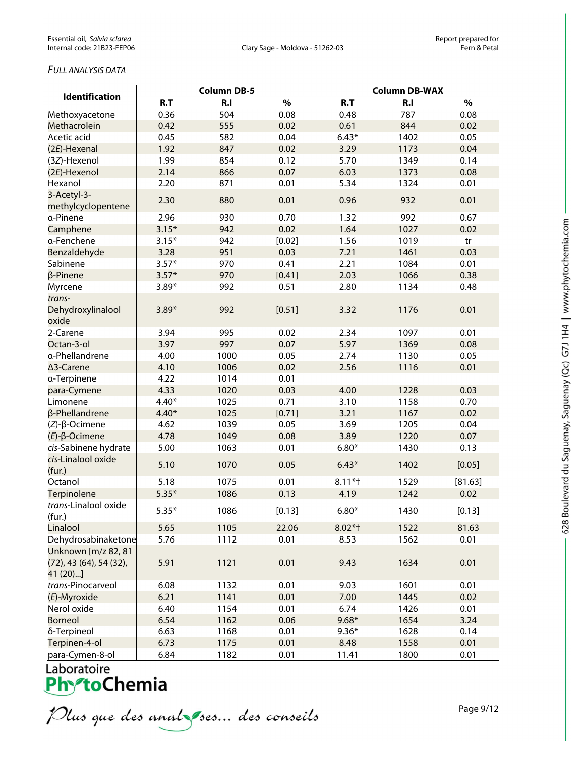*FULL ANALYSIS DATA*

| Identification | Column DB-5 | | | Column DB-WAX | | |
|---|---|---|---|---|---|---|
| | R.T | R.I | % | R.T | R.I | % |
| Methoxyacetone | 0.36 | 504 | 0.08 | 0.48 | 787 | 0.08 |
| Methacrolein | 0.42 | 555 | 0.02 | 0.61 | 844 | 0.02 |
| Acetic acid | 0.45 | 582 | 0.04 | 6.43* | 1402 | 0.05 |
| (2*E*)-Hexenal | 1.92 | 847 | 0.02 | 3.29 | 1173 | 0.04 |
| (3*Z*)-Hexenol | 1.99 | 854 | 0.12 | 5.70 | 1349 | 0.14 |
| (2*E*)-Hexenol | 2.14 | 866 | 0.07 | 6.03 | 1373 | 0.08 |
| Hexanol | 2.20 | 871 | 0.01 | 5.34 | 1324 | 0.01 |
| 3-Acetyl-3-methylcyclopentene | 2.30 | 880 | 0.01 | 0.96 | 932 | 0.01 |
| α-Pinene | 2.96 | 930 | 0.70 | 1.32 | 992 | 0.67 |
| Camphene | 3.15* | 942 | 0.02 | 1.64 | 1027 | 0.02 |
| α-Fenchene | 3.15* | 942 | [0.02] | 1.56 | 1019 | tr |
| Benzaldehyde | 3.28 | 951 | 0.03 | 7.21 | 1461 | 0.03 |
| Sabinene | 3.57* | 970 | 0.41 | 2.21 | 1084 | 0.01 |
| β-Pinene | 3.57* | 970 | [0.41] | 2.03 | 1066 | 0.38 |
| Myrcene | 3.89* | 992 | 0.51 | 2.80 | 1134 | 0.48 |
| *trans*-Dehydroxylinalool oxide | 3.89* | 992 | [0.51] | 3.32 | 1176 | 0.01 |
| 2-Carene | 3.94 | 995 | 0.02 | 2.34 | 1097 | 0.01 |
| Octan-3-ol | 3.97 | 997 | 0.07 | 5.97 | 1369 | 0.08 |
| α-Phellandrene | 4.00 | 1000 | 0.05 | 2.74 | 1130 | 0.05 |
| Δ3-Carene | 4.10 | 1006 | 0.02 | 2.56 | 1116 | 0.01 |
| α-Terpinene | 4.22 | 1014 | 0.01 | | | |
| para-Cymene | 4.33 | 1020 | 0.03 | 4.00 | 1228 | 0.03 |
| Limonene | 4.40* | 1025 | 0.71 | 3.10 | 1158 | 0.70 |
| β-Phellandrene | 4.40* | 1025 | [0.71] | 3.21 | 1167 | 0.02 |
| (*Z*)-β-Ocimene | 4.62 | 1039 | 0.05 | 3.69 | 1205 | 0.04 |
| (*E*)-β-Ocimene | 4.78 | 1049 | 0.08 | 3.89 | 1220 | 0.07 |
| *cis*-Sabinene hydrate | 5.00 | 1063 | 0.01 | 6.80* | 1430 | 0.13 |
| *cis*-Linalool oxide (fur.) | 5.10 | 1070 | 0.05 | 6.43* | 1402 | [0.05] |
| Octanol | 5.18 | 1075 | 0.01 | 8.11*† | 1529 | [81.63] |
| Terpinolene | 5.35* | 1086 | 0.13 | 4.19 | 1242 | 0.02 |
| *trans*-Linalool oxide (fur.) | 5.35* | 1086 | [0.13] | 6.80* | 1430 | [0.13] |
| Linalool | 5.65 | 1105 | 22.06 | 8.02*† | 1522 | 81.63 |
| Dehydrosabinaketone | 5.76 | 1112 | 0.01 | 8.53 | 1562 | 0.01 |
| Unknown [m/z 82, 81 (72), 43 (64), 54 (32), 41 (20)...] | 5.91 | 1121 | 0.01 | 9.43 | 1634 | 0.01 |
| *trans*-Pinocarveol | 6.08 | 1132 | 0.01 | 9.03 | 1601 | 0.01 |
| (*E*)-Myroxide | 6.21 | 1141 | 0.01 | 7.00 | 1445 | 0.02 |
| Nerol oxide | 6.40 | 1154 | 0.01 | 6.74 | 1426 | 0.01 |
| Borneol | 6.54 | 1162 | 0.06 | 9.68* | 1654 | 3.24 |
| δ-Terpineol | 6.63 | 1168 | 0.01 | 9.36* | 1628 | 0.14 |
| Terpinen-4-ol | 6.73 | 1175 | 0.01 | 8.48 | 1558 | 0.01 |
| para-Cymen-8-ol | 6.84 | 1182 | 0.01 | 11.41 | 1800 | 0.01 |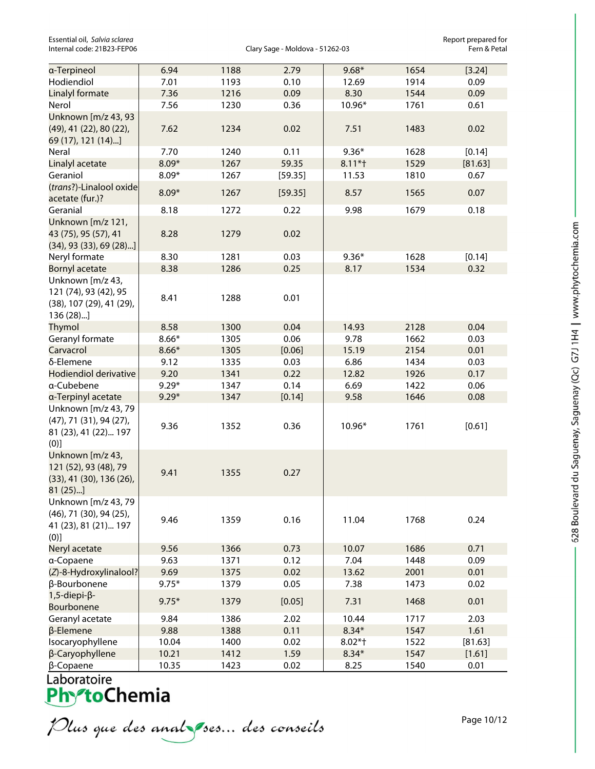| α-Terpineol | 6.94 | 1188 | 2.79 | 9.68* | 1654 | [3.24] |
|---|---|---|---|---|---|---|
| Hodiendiol | 7.01 | 1193 | 0.10 | 12.69 | 1914 | 0.09 |
| Linalyl formate | 7.36 | 1216 | 0.09 | 8.30 | 1544 | 0.09 |
| Nerol | 7.56 | 1230 | 0.36 | 10.96* | 1761 | 0.61 |
| Unknown [m/z 43, 93 (49), 41 (22), 80 (22), 69 (17), 121 (14)...] | 7.62 | 1234 | 0.02 | 7.51 | 1483 | 0.02 |
| Neral | 7.70 | 1240 | 0.11 | 9.36* | 1628 | [0.14] |
| Linalyl acetate | 8.09* | 1267 | 59.35 | 8.11*† | 1529 | [81.63] |
| Geraniol | 8.09* | 1267 | [59.35] | 11.53 | 1810 | 0.67 |
| (*trans*?)-Linalool oxide acetate (fur.)? | 8.09* | 1267 | [59.35] | 8.57 | 1565 | 0.07 |
| Geranial | 8.18 | 1272 | 0.22 | 9.98 | 1679 | 0.18 |
| Unknown [m/z 121, 43 (75), 95 (57), 41 (34), 93 (33), 69 (28)...] | 8.28 | 1279 | 0.02 | | | |
| Neryl formate | 8.30 | 1281 | 0.03 | 9.36* | 1628 | [0.14] |
| Bornyl acetate | 8.38 | 1286 | 0.25 | 8.17 | 1534 | 0.32 |
| Unknown [m/z 43, 121 (74), 93 (42), 95 (38), 107 (29), 41 (29), 136 (28)...] | 8.41 | 1288 | 0.01 | | | |
| Thymol | 8.58 | 1300 | 0.04 | 14.93 | 2128 | 0.04 |
| Geranyl formate | 8.66* | 1305 | 0.06 | 9.78 | 1662 | 0.03 |
| Carvacrol | 8.66* | 1305 | [0.06] | 15.19 | 2154 | 0.01 |
| δ-Elemene | 9.12 | 1335 | 0.03 | 6.86 | 1434 | 0.03 |
| Hodiendiol derivative | 9.20 | 1341 | 0.22 | 12.82 | 1926 | 0.17 |
| α-Cubebene | 9.29* | 1347 | 0.14 | 6.69 | 1422 | 0.06 |
| α-Terpinyl acetate | 9.29* | 1347 | [0.14] | 9.58 | 1646 | 0.08 |
| Unknown [m/z 43, 79 (47), 71 (31), 94 (27), 81 (23), 41 (22)... 197 (0)] | 9.36 | 1352 | 0.36 | 10.96* | 1761 | [0.61] |
| Unknown [m/z 43, 121 (52), 93 (48), 79 (33), 41 (30), 136 (26), 81 (25)...] | 9.41 | 1355 | 0.27 | | | |
| Unknown [m/z 43, 79 (46), 71 (30), 94 (25), 41 (23), 81 (21)... 197 (0)] | 9.46 | 1359 | 0.16 | 11.04 | 1768 | 0.24 |
| Neryl acetate | 9.56 | 1366 | 0.73 | 10.07 | 1686 | 0.71 |
| α-Copaene | 9.63 | 1371 | 0.12 | 7.04 | 1448 | 0.09 |
| (*Z*)-8-Hydroxylinalool? | 9.69 | 1375 | 0.02 | 13.62 | 2001 | 0.01 |
| β-Bourbonene | 9.75* | 1379 | 0.05 | 7.38 | 1473 | 0.02 |
| 1,5-diepi-β-Bourbonene | 9.75* | 1379 | [0.05] | 7.31 | 1468 | 0.01 |
| Geranyl acetate | 9.84 | 1386 | 2.02 | 10.44 | 1717 | 2.03 |
| β-Elemene | 9.88 | 1388 | 0.11 | 8.34* | 1547 | 1.61 |
| Isocaryophyllene | 10.04 | 1400 | 0.02 | 8.02*† | 1522 | [81.63] |
| β-Caryophyllene | 10.21 | 1412 | 1.59 | 8.34* | 1547 | [1.61] |
| β-Copaene | 10.35 | 1423 | 0.02 | 8.25 | 1540 | 0.01 |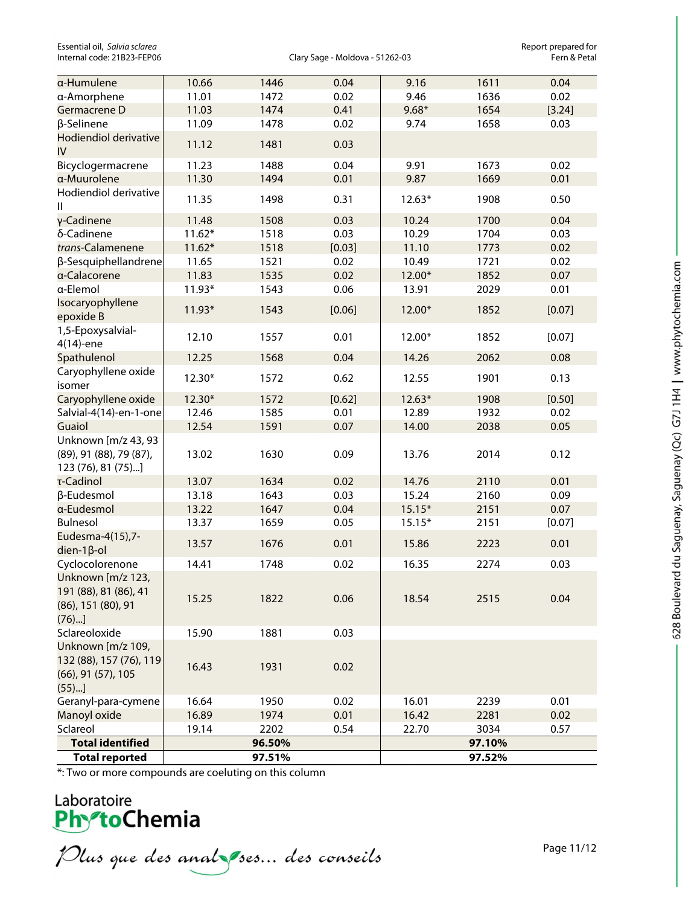| | | | | | | |
|---|---|---|---|---|---|---|
| α-Humulene | 10.66 | 1446 | 0.04 | 9.16 | 1611 | 0.04 |
| α-Amorphene | 11.01 | 1472 | 0.02 | 9.46 | 1636 | 0.02 |
| Germacrene D | 11.03 | 1474 | 0.41 | 9.68* | 1654 | [3.24] |
| β-Selinene | 11.09 | 1478 | 0.02 | 9.74 | 1658 | 0.03 |
| Hodiendiol derivative IV | 11.12 | 1481 | 0.03 | | | |
| Bicyclogermacrene | 11.23 | 1488 | 0.04 | 9.91 | 1673 | 0.02 |
| α-Muurolene | 11.30 | 1494 | 0.01 | 9.87 | 1669 | 0.01 |
| Hodiendiol derivative II | 11.35 | 1498 | 0.31 | 12.63* | 1908 | 0.50 |
| γ-Cadinene | 11.48 | 1508 | 0.03 | 10.24 | 1700 | 0.04 |
| δ-Cadinene | 11.62* | 1518 | 0.03 | 10.29 | 1704 | 0.03 |
| *trans*-Calamenene | 11.62* | 1518 | [0.03] | 11.10 | 1773 | 0.02 |
| β-Sesquiphellandrene | 11.65 | 1521 | 0.02 | 10.49 | 1721 | 0.02 |
| α-Calacorene | 11.83 | 1535 | 0.02 | 12.00* | 1852 | 0.07 |
| α-Elemol | 11.93* | 1543 | 0.06 | 13.91 | 2029 | 0.01 |
| Isocaryophyllene epoxide B | 11.93* | 1543 | [0.06] | 12.00* | 1852 | [0.07] |
| 1,5-Epoxysalvial-4(14)-ene | 12.10 | 1557 | 0.01 | 12.00* | 1852 | [0.07] |
| Spathulenol | 12.25 | 1568 | 0.04 | 14.26 | 2062 | 0.08 |
| Caryophyllene oxide isomer | 12.30* | 1572 | 0.62 | 12.55 | 1901 | 0.13 |
| Caryophyllene oxide | 12.30* | 1572 | [0.62] | 12.63* | 1908 | [0.50] |
| Salvial-4(14)-en-1-one | 12.46 | 1585 | 0.01 | 12.89 | 1932 | 0.02 |
| Guaiol | 12.54 | 1591 | 0.07 | 14.00 | 2038 | 0.05 |
| Unknown [m/z 43, 93 (89), 91 (88), 79 (87), 123 (76), 81 (75)...] | 13.02 | 1630 | 0.09 | 13.76 | 2014 | 0.12 |
| τ-Cadinol | 13.07 | 1634 | 0.02 | 14.76 | 2110 | 0.01 |
| β-Eudesmol | 13.18 | 1643 | 0.03 | 15.24 | 2160 | 0.09 |
| α-Eudesmol | 13.22 | 1647 | 0.04 | 15.15* | 2151 | 0.07 |
| Bulnesol | 13.37 | 1659 | 0.05 | 15.15* | 2151 | [0.07] |
| Eudesma-4(15),7-dien-1β-ol | 13.57 | 1676 | 0.01 | 15.86 | 2223 | 0.01 |
| Cyclocolorenone | 14.41 | 1748 | 0.02 | 16.35 | 2274 | 0.03 |
| Unknown [m/z 123, 191 (88), 81 (86), 41 (86), 151 (80), 91 (76)...] | 15.25 | 1822 | 0.06 | 18.54 | 2515 | 0.04 |
| Sclareoloxide | 15.90 | 1881 | 0.03 | | | |
| Unknown [m/z 109, 132 (88), 157 (76), 119 (66), 91 (57), 105 (55)...] | 16.43 | 1931 | 0.02 | | | |
| Geranyl-para-cymene | 16.64 | 1950 | 0.02 | 16.01 | 2239 | 0.01 |
| Manoyl oxide | 16.89 | 1974 | 0.01 | 16.42 | 2281 | 0.02 |
| Sclareol | 19.14 | 2202 | 0.54 | 22.70 | 3034 | 0.57 |
| **Total identified** | | **96.50%** | | | **97.10%** | |
| **Total reported** | | **97.51%** | | | **97.52%** | |

*: Two or more compounds are coeluting on this column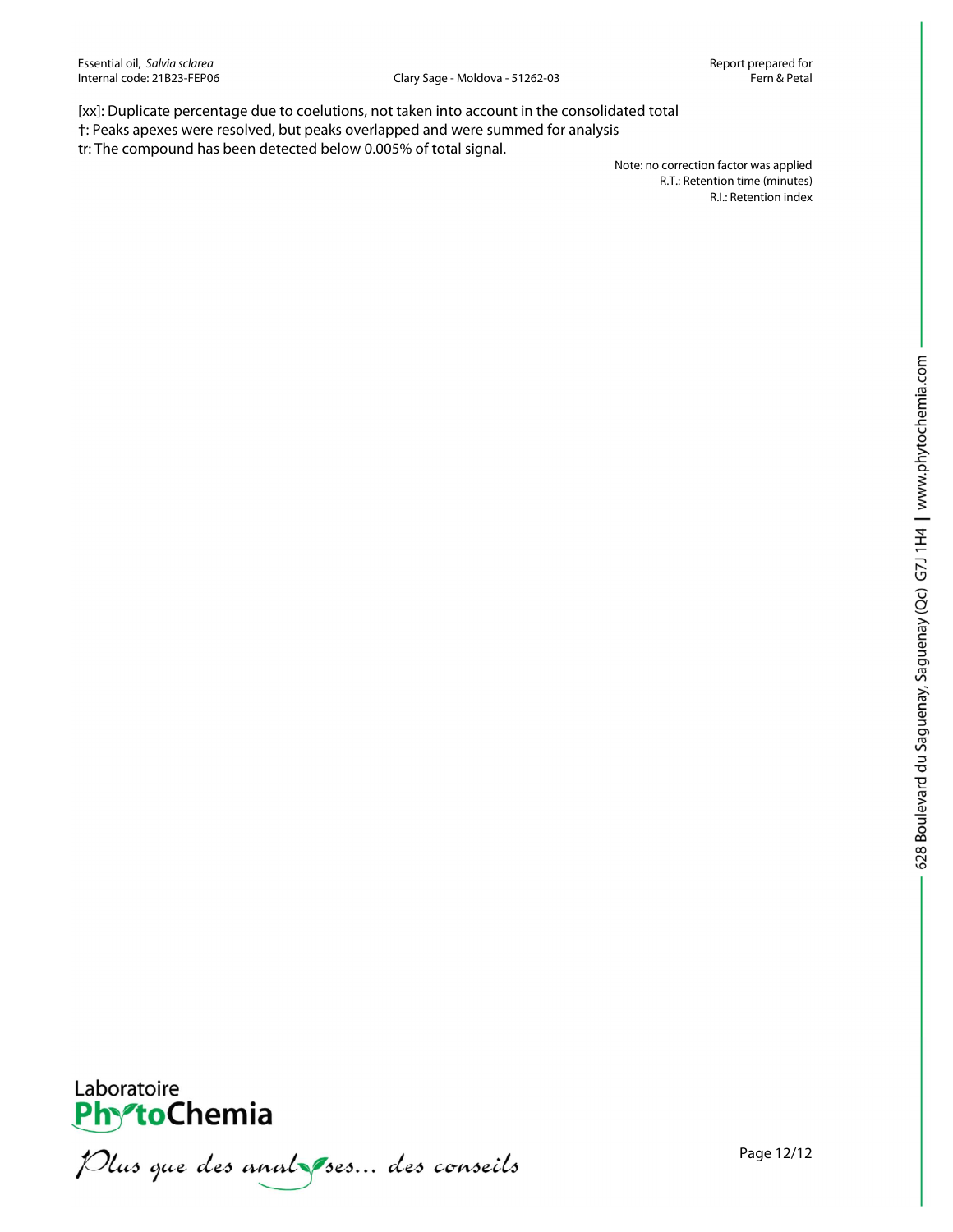[xx]: Duplicate percentage due to coelutions, not taken into account in the consolidated total
†: Peaks apexes were resolved, but peaks overlapped and were summed for analysis
tr: The compound has been detected below 0.005% of total signal.

Note: no correction factor was applied
R.T.: Retention time (minutes)
R.I.: Retention index